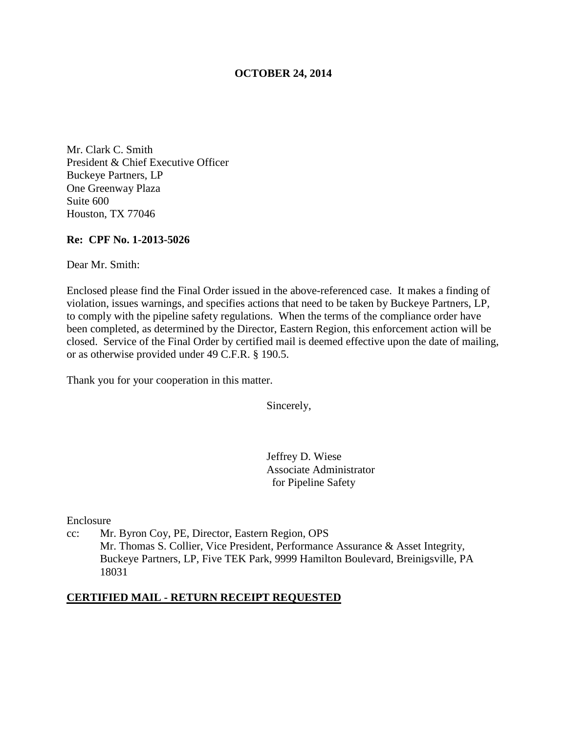**OCTOBER 24, 2014**

Mr. Clark C. Smith
President & Chief Executive Officer
Buckeye Partners, LP
One Greenway Plaza
Suite 600
Houston, TX 77046

**Re: CPF No. 1-2013-5026**

Dear Mr. Smith:

Enclosed please find the Final Order issued in the above-referenced case. It makes a finding of violation, issues warnings, and specifies actions that need to be taken by Buckeye Partners, LP, to comply with the pipeline safety regulations. When the terms of the compliance order have been completed, as determined by the Director, Eastern Region, this enforcement action will be closed. Service of the Final Order by certified mail is deemed effective upon the date of mailing, or as otherwise provided under 49 C.F.R. § 190.5.

Thank you for your cooperation in this matter.

Sincerely,

Jeffrey D. Wiese
Associate Administrator
for Pipeline Safety

Enclosure

cc: Mr. Byron Coy, PE, Director, Eastern Region, OPS
Mr. Thomas S. Collier, Vice President, Performance Assurance & Asset Integrity, Buckeye Partners, LP, Five TEK Park, 9999 Hamilton Boulevard, Breinigsville, PA 18031

**CERTIFIED MAIL - RETURN RECEIPT REQUESTED**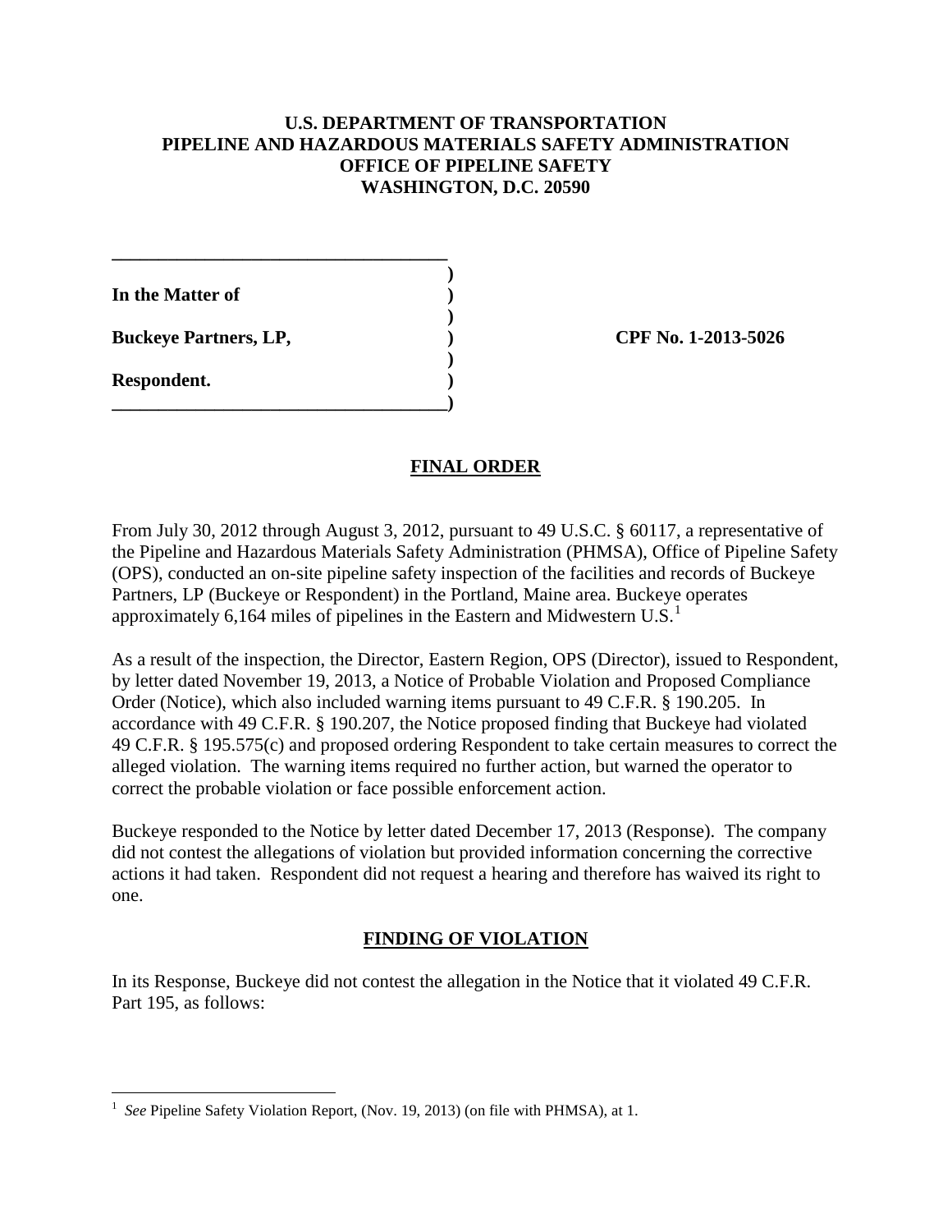**U.S. DEPARTMENT OF TRANSPORTATION**
**PIPELINE AND HAZARDOUS MATERIALS SAFETY ADMINISTRATION**
**OFFICE OF PIPELINE SAFETY**
**WASHINGTON, D.C. 20590**

| | | |
|---|---|---|
| **In the Matter of** | ) | |
| | ) | |
| **Buckeye Partners, LP,** | ) | **CPF No. 1-2013-5026** |
| | ) | |
| **Respondent.** | ) | |

## FINAL ORDER

From July 30, 2012 through August 3, 2012, pursuant to 49 U.S.C. § 60117, a representative of the Pipeline and Hazardous Materials Safety Administration (PHMSA), Office of Pipeline Safety (OPS), conducted an on-site pipeline safety inspection of the facilities and records of Buckeye Partners, LP (Buckeye or Respondent) in the Portland, Maine area. Buckeye operates approximately 6,164 miles of pipelines in the Eastern and Midwestern U.S.[1]

As a result of the inspection, the Director, Eastern Region, OPS (Director), issued to Respondent, by letter dated November 19, 2013, a Notice of Probable Violation and Proposed Compliance Order (Notice), which also included warning items pursuant to 49 C.F.R. § 190.205. In accordance with 49 C.F.R. § 190.207, the Notice proposed finding that Buckeye had violated 49 C.F.R. § 195.575(c) and proposed ordering Respondent to take certain measures to correct the alleged violation. The warning items required no further action, but warned the operator to correct the probable violation or face possible enforcement action.

Buckeye responded to the Notice by letter dated December 17, 2013 (Response). The company did not contest the allegations of violation but provided information concerning the corrective actions it had taken. Respondent did not request a hearing and therefore has waived its right to one.

## FINDING OF VIOLATION

In its Response, Buckeye did not contest the allegation in the Notice that it violated 49 C.F.R. Part 195, as follows:

[1] *See* Pipeline Safety Violation Report, (Nov. 19, 2013) (on file with PHMSA), at 1.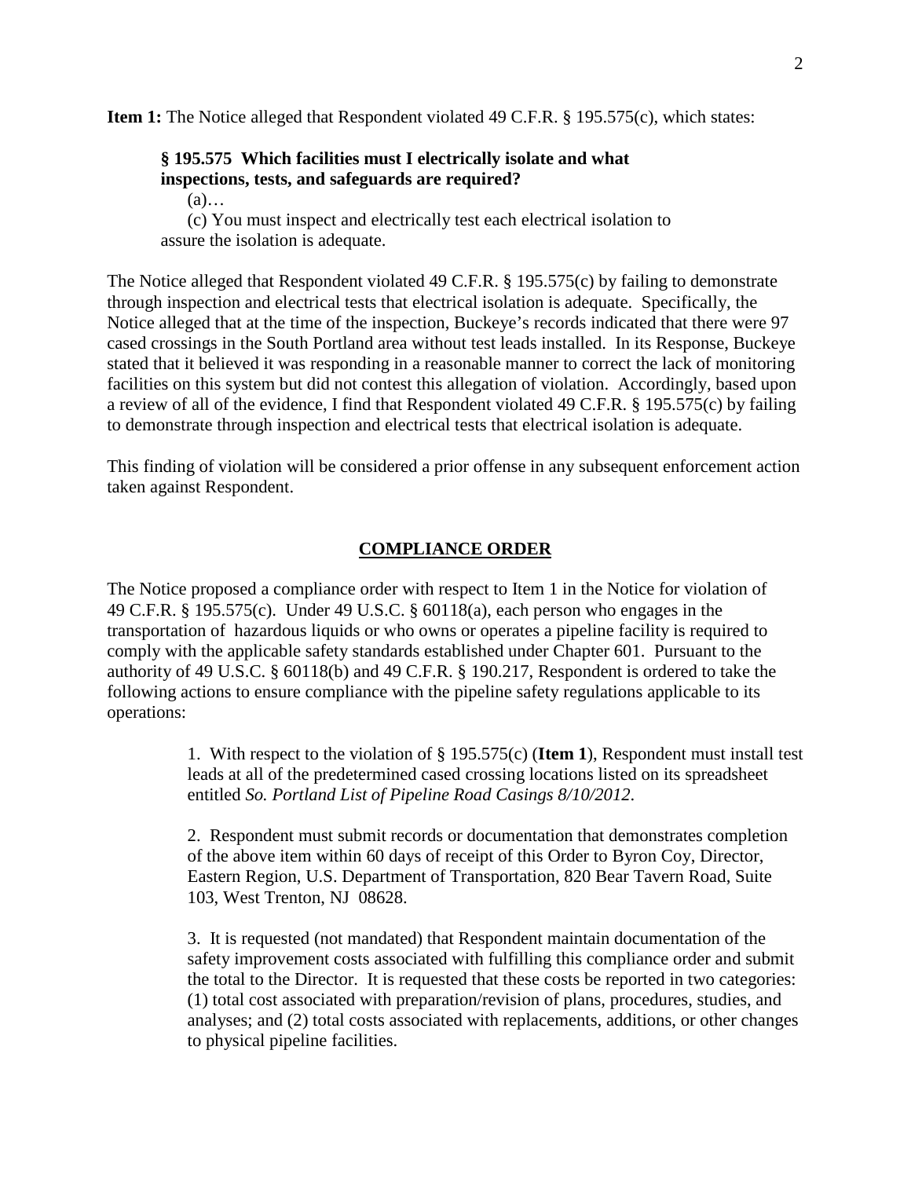**Item 1:** The Notice alleged that Respondent violated 49 C.F.R. § 195.575(c), which states:

> **§ 195.575 Which facilities must I electrically isolate and what inspections, tests, and safeguards are required?**
>
> (a)…
>
> (c) You must inspect and electrically test each electrical isolation to assure the isolation is adequate.

The Notice alleged that Respondent violated 49 C.F.R. § 195.575(c) by failing to demonstrate through inspection and electrical tests that electrical isolation is adequate. Specifically, the Notice alleged that at the time of the inspection, Buckeye's records indicated that there were 97 cased crossings in the South Portland area without test leads installed. In its Response, Buckeye stated that it believed it was responding in a reasonable manner to correct the lack of monitoring facilities on this system but did not contest this allegation of violation. Accordingly, based upon a review of all of the evidence, I find that Respondent violated 49 C.F.R. § 195.575(c) by failing to demonstrate through inspection and electrical tests that electrical isolation is adequate.

This finding of violation will be considered a prior offense in any subsequent enforcement action taken against Respondent.

## COMPLIANCE ORDER

The Notice proposed a compliance order with respect to Item 1 in the Notice for violation of 49 C.F.R. § 195.575(c). Under 49 U.S.C. § 60118(a), each person who engages in the transportation of hazardous liquids or who owns or operates a pipeline facility is required to comply with the applicable safety standards established under Chapter 601. Pursuant to the authority of 49 U.S.C. § 60118(b) and 49 C.F.R. § 190.217, Respondent is ordered to take the following actions to ensure compliance with the pipeline safety regulations applicable to its operations:

> 1. With respect to the violation of § 195.575(c) (**Item 1**), Respondent must install test leads at all of the predetermined cased crossing locations listed on its spreadsheet entitled *So. Portland List of Pipeline Road Casings 8/10/2012*.
>
> 2. Respondent must submit records or documentation that demonstrates completion of the above item within 60 days of receipt of this Order to Byron Coy, Director, Eastern Region, U.S. Department of Transportation, 820 Bear Tavern Road, Suite 103, West Trenton, NJ 08628.
>
> 3. It is requested (not mandated) that Respondent maintain documentation of the safety improvement costs associated with fulfilling this compliance order and submit the total to the Director. It is requested that these costs be reported in two categories: (1) total cost associated with preparation/revision of plans, procedures, studies, and analyses; and (2) total costs associated with replacements, additions, or other changes to physical pipeline facilities.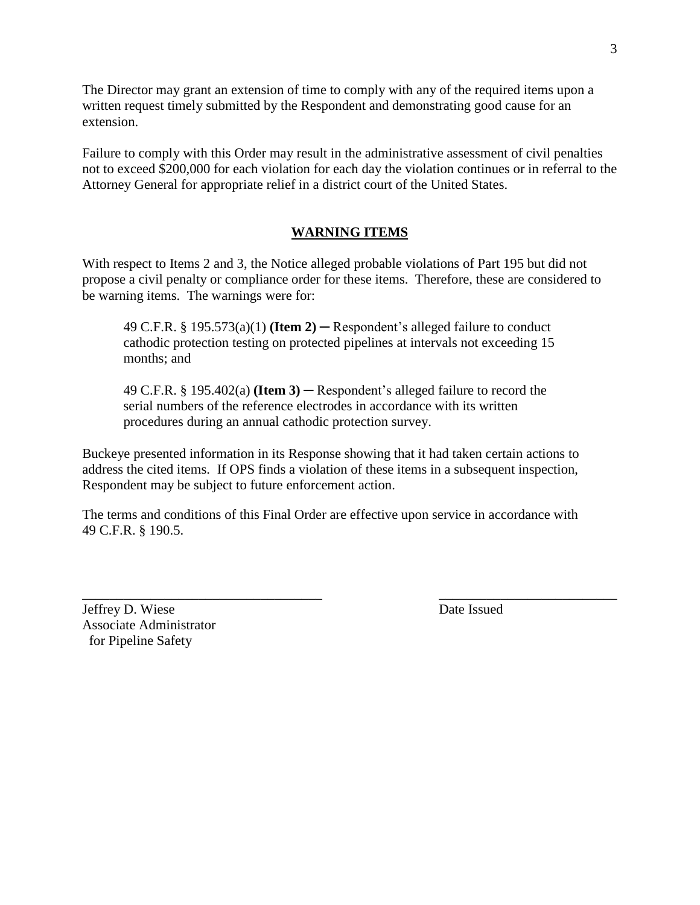The Director may grant an extension of time to comply with any of the required items upon a written request timely submitted by the Respondent and demonstrating good cause for an extension.

Failure to comply with this Order may result in the administrative assessment of civil penalties not to exceed $200,000 for each violation for each day the violation continues or in referral to the Attorney General for appropriate relief in a district court of the United States.

## WARNING ITEMS

With respect to Items 2 and 3, the Notice alleged probable violations of Part 195 but did not propose a civil penalty or compliance order for these items. Therefore, these are considered to be warning items. The warnings were for:

> 49 C.F.R. § 195.573(a)(1) **(Item 2)** ─ Respondent's alleged failure to conduct cathodic protection testing on protected pipelines at intervals not exceeding 15 months; and
>
> 49 C.F.R. § 195.402(a) **(Item 3)** ─ Respondent's alleged failure to record the serial numbers of the reference electrodes in accordance with its written procedures during an annual cathodic protection survey.

Buckeye presented information in its Response showing that it had taken certain actions to address the cited items. If OPS finds a violation of these items in a subsequent inspection, Respondent may be subject to future enforcement action.

The terms and conditions of this Final Order are effective upon service in accordance with 49 C.F.R. § 190.5.

\_\_\_\_\_\_\_\_\_\_\_\_\_\_\_\_\_\_\_\_\_\_\_\_\_\_\_\_\_\_\_\_\_\_\_\_ \_\_\_\_\_\_\_\_\_\_\_\_\_\_\_\_\_\_\_\_\_\_\_\_\_\_\_

Jeffrey D. Wiese
Associate Administrator
for Pipeline Safety

Date Issued